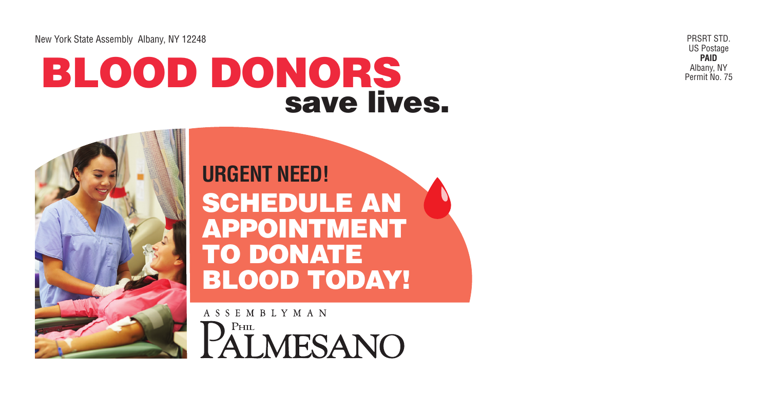New York State Assembly Albany, NY 12248

PRSRT STD.
US Postage
**PAID**
Albany, NY
Permit No. 75

# BLOOD DONORS save lives.

## URGENT NEED!

## SCHEDULE AN APPOINTMENT TO DONATE BLOOD TODAY!

ASSEMBLYMAN
PHIL
PALMESANO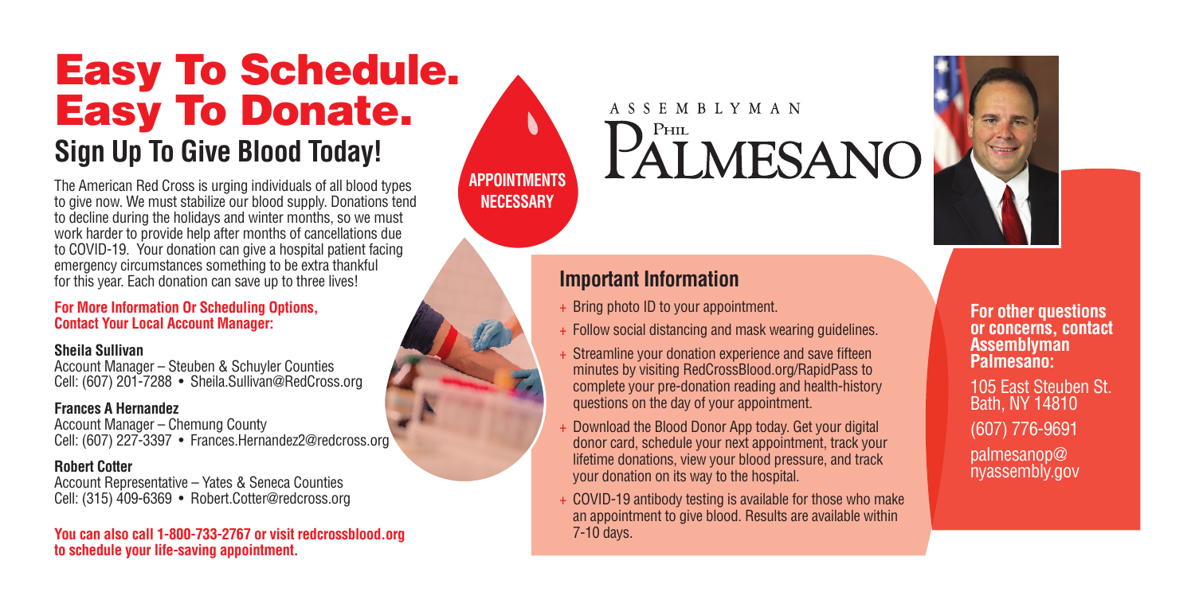# Easy To Schedule. Easy To Donate.

## Sign Up To Give Blood Today!

The American Red Cross is urging individuals of all blood types to give now. We must stabilize our blood supply. Donations tend to decline during the holidays and winter months, so we must work harder to provide help after months of cancellations due to COVID-19. Your donation can give a hospital patient facing emergency circumstances something to be extra thankful for this year. Each donation can save up to three lives!

**For More Information Or Scheduling Options, Contact Your Local Account Manager:**

**Sheila Sullivan**
Account Manager – Steuben & Schuyler Counties
Cell: (607) 201-7288 • Sheila.Sullivan@RedCross.org

**Frances A Hernandez**
Account Manager – Chemung County
Cell: (607) 227-3397 • Frances.Hernandez2@redcross.org

**Robert Cotter**
Account Representative – Yates & Seneca Counties
Cell: (315) 409-6369 • Robert.Cotter@redcross.org

**You can also call 1-800-733-2767 or visit redcrossblood.org to schedule your life-saving appointment.**

**APPOINTMENTS NECESSARY**

ASSEMBLYMAN PHIL PALMESANO

## Important Information

- Bring photo ID to your appointment.
- Follow social distancing and mask wearing guidelines.
- Streamline your donation experience and save fifteen minutes by visiting RedCrossBlood.org/RapidPass to complete your pre-donation reading and health-history questions on the day of your appointment.
- Download the Blood Donor App today. Get your digital donor card, schedule your next appointment, track your lifetime donations, view your blood pressure, and track your donation on its way to the hospital.
- COVID-19 antibody testing is available for those who make an appointment to give blood. Results are available within 7-10 days.

**For other questions or concerns, contact Assemblyman Palmesano:**

105 East Steuben St.
Bath, NY 14810

(607) 776-9691

palmesanop@nyassembly.gov